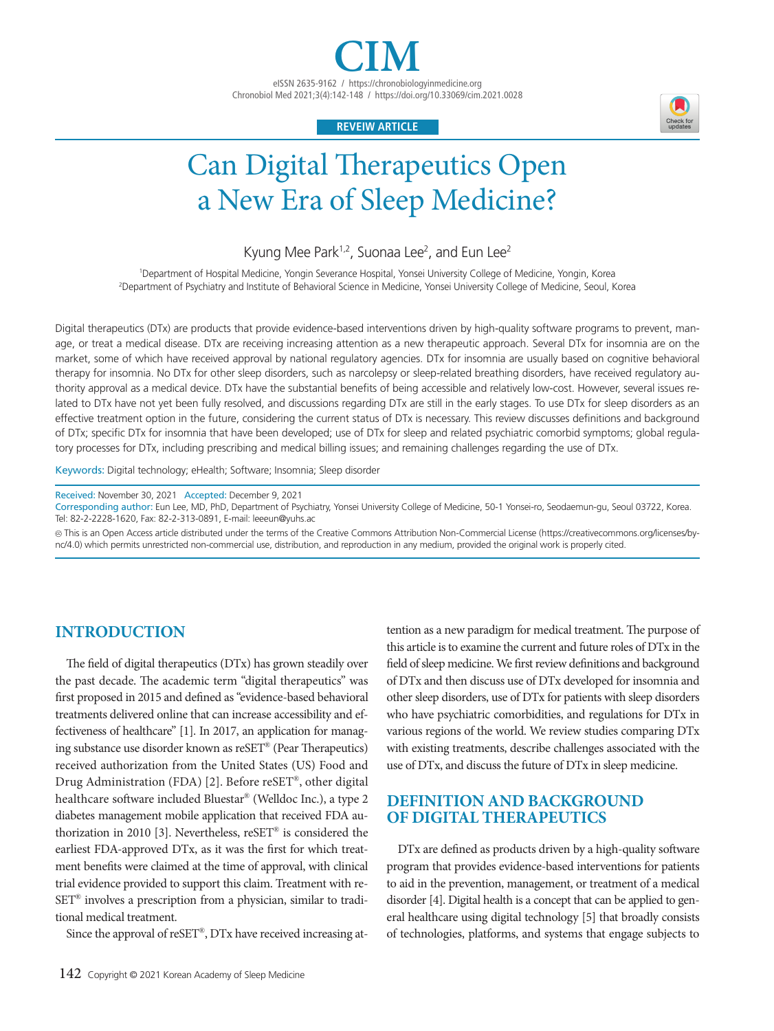REVEIW ARTICLE

# Can Digital Therapeutics Open a New Era of Sleep Medicine?

Kyung Mee Park[1,2], Suonaa Lee[2], and Eun Lee[2]

[1]Department of Hospital Medicine, Yongin Severance Hospital, Yonsei University College of Medicine, Yongin, Korea
[2]Department of Psychiatry and Institute of Behavioral Science in Medicine, Yonsei University College of Medicine, Seoul, Korea

Digital therapeutics (DTx) are products that provide evidence-based interventions driven by high-quality software programs to prevent, manage, or treat a medical disease. DTx are receiving increasing attention as a new therapeutic approach. Several DTx for insomnia are on the market, some of which have received approval by national regulatory agencies. DTx for insomnia are usually based on cognitive behavioral therapy for insomnia. No DTx for other sleep disorders, such as narcolepsy or sleep-related breathing disorders, have received regulatory authority approval as a medical device. DTx have the substantial benefits of being accessible and relatively low-cost. However, several issues related to DTx have not yet been fully resolved, and discussions regarding DTx are still in the early stages. To use DTx for sleep disorders as an effective treatment option in the future, considering the current status of DTx is necessary. This review discusses definitions and background of DTx; specific DTx for insomnia that have been developed; use of DTx for sleep and related psychiatric comorbid symptoms; global regulatory processes for DTx, including prescribing and medical billing issues; and remaining challenges regarding the use of DTx.

Keywords: Digital technology; eHealth; Software; Insomnia; Sleep disorder

Received: November 30, 2021 Accepted: December 9, 2021
Corresponding author: Eun Lee, MD, PhD, Department of Psychiatry, Yonsei University College of Medicine, 50-1 Yonsei-ro, Seodaemun-gu, Seoul 03722, Korea.
Tel: 82-2-2228-1620, Fax: 82-2-313-0891, E-mail: leeeun@yuhs.ac

This is an Open Access article distributed under the terms of the Creative Commons Attribution Non-Commercial License (https://creativecommons.org/licenses/by-nc/4.0) which permits unrestricted non-commercial use, distribution, and reproduction in any medium, provided the original work is properly cited.

## INTRODUCTION

The field of digital therapeutics (DTx) has grown steadily over the past decade. The academic term "digital therapeutics" was first proposed in 2015 and defined as "evidence-based behavioral treatments delivered online that can increase accessibility and effectiveness of healthcare" [1]. In 2017, an application for managing substance use disorder known as reSET® (Pear Therapeutics) received authorization from the United States (US) Food and Drug Administration (FDA) [2]. Before reSET®, other digital healthcare software included Bluestar® (Welldoc Inc.), a type 2 diabetes management mobile application that received FDA authorization in 2010 [3]. Nevertheless, reSET® is considered the earliest FDA-approved DTx, as it was the first for which treatment benefits were claimed at the time of approval, with clinical trial evidence provided to support this claim. Treatment with reSET® involves a prescription from a physician, similar to traditional medical treatment.

Since the approval of reSET®, DTx have received increasing attention as a new paradigm for medical treatment. The purpose of this article is to examine the current and future roles of DTx in the field of sleep medicine. We first review definitions and background of DTx and then discuss use of DTx developed for insomnia and other sleep disorders, use of DTx for patients with sleep disorders who have psychiatric comorbidities, and regulations for DTx in various regions of the world. We review studies comparing DTx with existing treatments, describe challenges associated with the use of DTx, and discuss the future of DTx in sleep medicine.

## DEFINITION AND BACKGROUND OF DIGITAL THERAPEUTICS

DTx are defined as products driven by a high-quality software program that provides evidence-based interventions for patients to aid in the prevention, management, or treatment of a medical disorder [4]. Digital health is a concept that can be applied to general healthcare using digital technology [5] that broadly consists of technologies, platforms, and systems that engage subjects to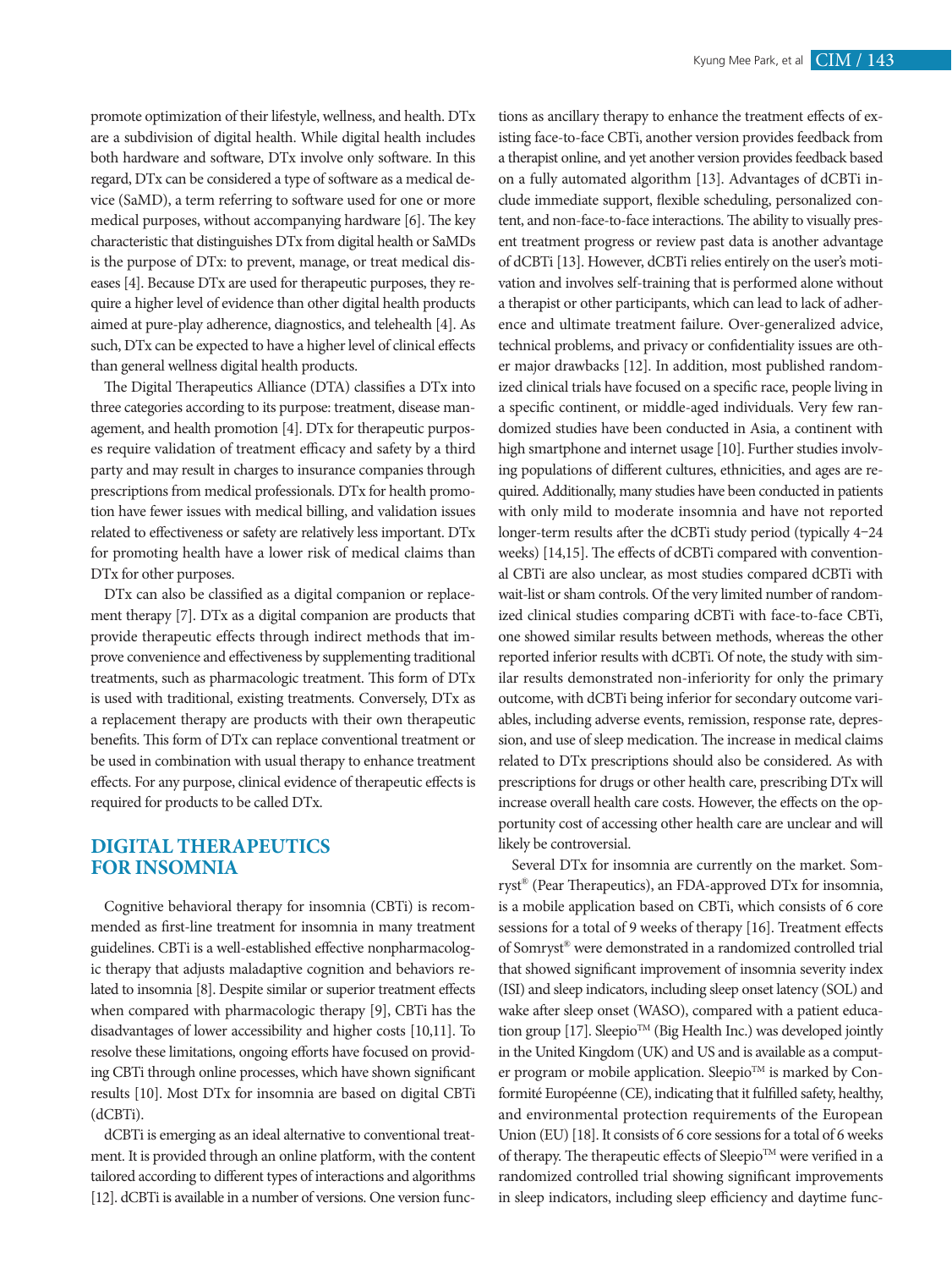promote optimization of their lifestyle, wellness, and health. DTx are a subdivision of digital health. While digital health includes both hardware and software, DTx involve only software. In this regard, DTx can be considered a type of software as a medical device (SaMD), a term referring to software used for one or more medical purposes, without accompanying hardware [6]. The key characteristic that distinguishes DTx from digital health or SaMDs is the purpose of DTx: to prevent, manage, or treat medical diseases [4]. Because DTx are used for therapeutic purposes, they require a higher level of evidence than other digital health products aimed at pure-play adherence, diagnostics, and telehealth [4]. As such, DTx can be expected to have a higher level of clinical effects than general wellness digital health products.

The Digital Therapeutics Alliance (DTA) classifies a DTx into three categories according to its purpose: treatment, disease management, and health promotion [4]. DTx for therapeutic purposes require validation of treatment efficacy and safety by a third party and may result in charges to insurance companies through prescriptions from medical professionals. DTx for health promotion have fewer issues with medical billing, and validation issues related to effectiveness or safety are relatively less important. DTx for promoting health have a lower risk of medical claims than DTx for other purposes.

DTx can also be classified as a digital companion or replacement therapy [7]. DTx as a digital companion are products that provide therapeutic effects through indirect methods that improve convenience and effectiveness by supplementing traditional treatments, such as pharmacologic treatment. This form of DTx is used with traditional, existing treatments. Conversely, DTx as a replacement therapy are products with their own therapeutic benefits. This form of DTx can replace conventional treatment or be used in combination with usual therapy to enhance treatment effects. For any purpose, clinical evidence of therapeutic effects is required for products to be called DTx.

## DIGITAL THERAPEUTICS FOR INSOMNIA

Cognitive behavioral therapy for insomnia (CBTi) is recommended as first-line treatment for insomnia in many treatment guidelines. CBTi is a well-established effective nonpharmacologic therapy that adjusts maladaptive cognition and behaviors related to insomnia [8]. Despite similar or superior treatment effects when compared with pharmacologic therapy [9], CBTi has the disadvantages of lower accessibility and higher costs [10,11]. To resolve these limitations, ongoing efforts have focused on providing CBTi through online processes, which have shown significant results [10]. Most DTx for insomnia are based on digital CBTi (dCBTi).

dCBTi is emerging as an ideal alternative to conventional treatment. It is provided through an online platform, with the content tailored according to different types of interactions and algorithms [12]. dCBTi is available in a number of versions. One version functions as ancillary therapy to enhance the treatment effects of existing face-to-face CBTi, another version provides feedback from a therapist online, and yet another version provides feedback based on a fully automated algorithm [13]. Advantages of dCBTi include immediate support, flexible scheduling, personalized content, and non-face-to-face interactions. The ability to visually present treatment progress or review past data is another advantage of dCBTi [13]. However, dCBTi relies entirely on the user's motivation and involves self-training that is performed alone without a therapist or other participants, which can lead to lack of adherence and ultimate treatment failure. Over-generalized advice, technical problems, and privacy or confidentiality issues are other major drawbacks [12]. In addition, most published randomized clinical trials have focused on a specific race, people living in a specific continent, or middle-aged individuals. Very few randomized studies have been conducted in Asia, a continent with high smartphone and internet usage [10]. Further studies involving populations of different cultures, ethnicities, and ages are required. Additionally, many studies have been conducted in patients with only mild to moderate insomnia and have not reported longer-term results after the dCBTi study period (typically 4–24 weeks) [14,15]. The effects of dCBTi compared with conventional CBTi are also unclear, as most studies compared dCBTi with wait-list or sham controls. Of the very limited number of randomized clinical studies comparing dCBTi with face-to-face CBTi, one showed similar results between methods, whereas the other reported inferior results with dCBTi. Of note, the study with similar results demonstrated non-inferiority for only the primary outcome, with dCBTi being inferior for secondary outcome variables, including adverse events, remission, response rate, depression, and use of sleep medication. The increase in medical claims related to DTx prescriptions should also be considered. As with prescriptions for drugs or other health care, prescribing DTx will increase overall health care costs. However, the effects on the opportunity cost of accessing other health care are unclear and will likely be controversial.

Several DTx for insomnia are currently on the market. Somryst® (Pear Therapeutics), an FDA-approved DTx for insomnia, is a mobile application based on CBTi, which consists of 6 core sessions for a total of 9 weeks of therapy [16]. Treatment effects of Somryst® were demonstrated in a randomized controlled trial that showed significant improvement of insomnia severity index (ISI) and sleep indicators, including sleep onset latency (SOL) and wake after sleep onset (WASO), compared with a patient education group [17]. Sleepio™ (Big Health Inc.) was developed jointly in the United Kingdom (UK) and US and is available as a computer program or mobile application. Sleepio™ is marked by Conformité Européenne (CE), indicating that it fulfilled safety, healthy, and environmental protection requirements of the European Union (EU) [18]. It consists of 6 core sessions for a total of 6 weeks of therapy. The therapeutic effects of Sleepio™ were verified in a randomized controlled trial showing significant improvements in sleep indicators, including sleep efficiency and daytime func-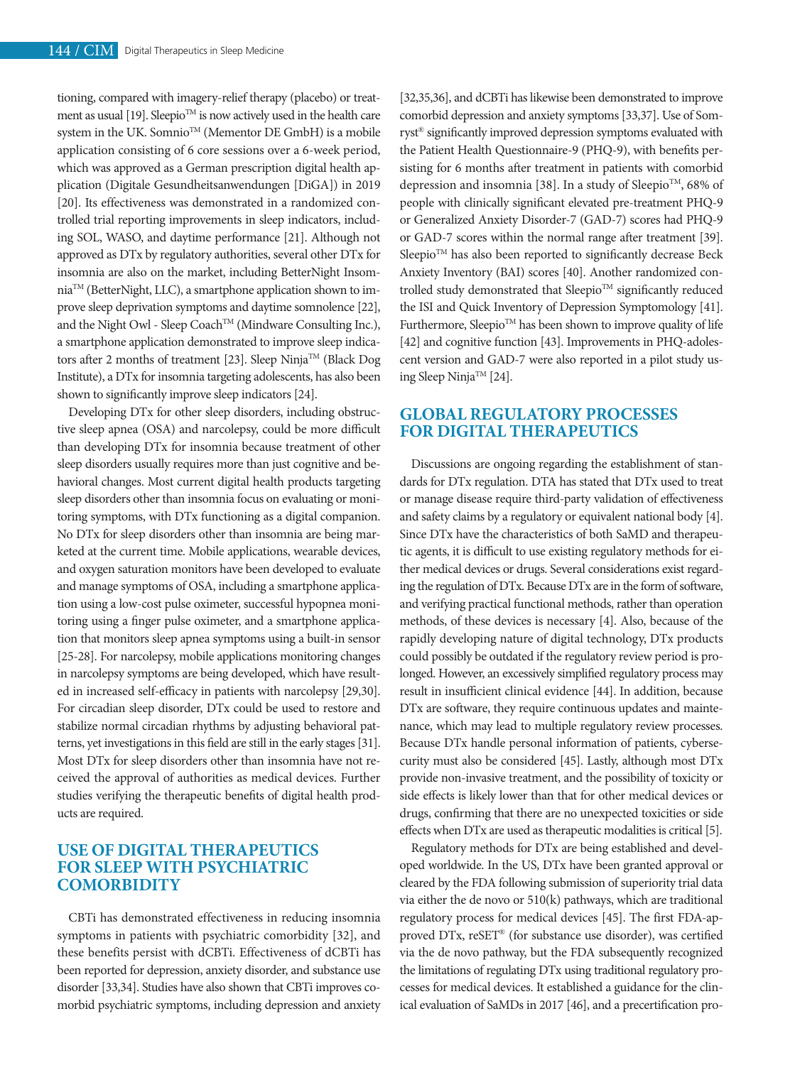tioning, compared with imagery-relief therapy (placebo) or treatment as usual [19]. Sleepio™ is now actively used in the health care system in the UK. Somnio™ (Mementor DE GmbH) is a mobile application consisting of 6 core sessions over a 6-week period, which was approved as a German prescription digital health application (Digitale Gesundheitsanwendungen [DiGA]) in 2019 [20]. Its effectiveness was demonstrated in a randomized controlled trial reporting improvements in sleep indicators, including SOL, WASO, and daytime performance [21]. Although not approved as DTx by regulatory authorities, several other DTx for insomnia are also on the market, including BetterNight Insomnia™ (BetterNight, LLC), a smartphone application shown to improve sleep deprivation symptoms and daytime somnolence [22], and the Night Owl - Sleep Coach™ (Mindware Consulting Inc.), a smartphone application demonstrated to improve sleep indicators after 2 months of treatment [23]. Sleep Ninja™ (Black Dog Institute), a DTx for insomnia targeting adolescents, has also been shown to significantly improve sleep indicators [24].

Developing DTx for other sleep disorders, including obstructive sleep apnea (OSA) and narcolepsy, could be more difficult than developing DTx for insomnia because treatment of other sleep disorders usually requires more than just cognitive and behavioral changes. Most current digital health products targeting sleep disorders other than insomnia focus on evaluating or monitoring symptoms, with DTx functioning as a digital companion. No DTx for sleep disorders other than insomnia are being marketed at the current time. Mobile applications, wearable devices, and oxygen saturation monitors have been developed to evaluate and manage symptoms of OSA, including a smartphone application using a low-cost pulse oximeter, successful hypopnea monitoring using a finger pulse oximeter, and a smartphone application that monitors sleep apnea symptoms using a built-in sensor [25-28]. For narcolepsy, mobile applications monitoring changes in narcolepsy symptoms are being developed, which have resulted in increased self-efficacy in patients with narcolepsy [29,30]. For circadian sleep disorder, DTx could be used to restore and stabilize normal circadian rhythms by adjusting behavioral patterns, yet investigations in this field are still in the early stages [31]. Most DTx for sleep disorders other than insomnia have not received the approval of authorities as medical devices. Further studies verifying the therapeutic benefits of digital health products are required.

## USE OF DIGITAL THERAPEUTICS FOR SLEEP WITH PSYCHIATRIC COMORBIDITY

CBTi has demonstrated effectiveness in reducing insomnia symptoms in patients with psychiatric comorbidity [32], and these benefits persist with dCBTi. Effectiveness of dCBTi has been reported for depression, anxiety disorder, and substance use disorder [33,34]. Studies have also shown that CBTi improves comorbid psychiatric symptoms, including depression and anxiety [32,35,36], and dCBTi has likewise been demonstrated to improve comorbid depression and anxiety symptoms [33,37]. Use of Somryst® significantly improved depression symptoms evaluated with the Patient Health Questionnaire-9 (PHQ-9), with benefits persisting for 6 months after treatment in patients with comorbid depression and insomnia [38]. In a study of Sleepio™, 68% of people with clinically significant elevated pre-treatment PHQ-9 or Generalized Anxiety Disorder-7 (GAD-7) scores had PHQ-9 or GAD-7 scores within the normal range after treatment [39]. Sleepio™ has also been reported to significantly decrease Beck Anxiety Inventory (BAI) scores [40]. Another randomized controlled study demonstrated that Sleepio™ significantly reduced the ISI and Quick Inventory of Depression Symptomology [41]. Furthermore, Sleepio™ has been shown to improve quality of life [42] and cognitive function [43]. Improvements in PHQ-adolescent version and GAD-7 were also reported in a pilot study using Sleep Ninja™ [24].

## GLOBAL REGULATORY PROCESSES FOR DIGITAL THERAPEUTICS

Discussions are ongoing regarding the establishment of standards for DTx regulation. DTA has stated that DTx used to treat or manage disease require third-party validation of effectiveness and safety claims by a regulatory or equivalent national body [4]. Since DTx have the characteristics of both SaMD and therapeutic agents, it is difficult to use existing regulatory methods for either medical devices or drugs. Several considerations exist regarding the regulation of DTx. Because DTx are in the form of software, and verifying practical functional methods, rather than operation methods, of these devices is necessary [4]. Also, because of the rapidly developing nature of digital technology, DTx products could possibly be outdated if the regulatory review period is prolonged. However, an excessively simplified regulatory process may result in insufficient clinical evidence [44]. In addition, because DTx are software, they require continuous updates and maintenance, which may lead to multiple regulatory review processes. Because DTx handle personal information of patients, cybersecurity must also be considered [45]. Lastly, although most DTx provide non-invasive treatment, and the possibility of toxicity or side effects is likely lower than that for other medical devices or drugs, confirming that there are no unexpected toxicities or side effects when DTx are used as therapeutic modalities is critical [5].

Regulatory methods for DTx are being established and developed worldwide. In the US, DTx have been granted approval or cleared by the FDA following submission of superiority trial data via either the de novo or 510(k) pathways, which are traditional regulatory process for medical devices [45]. The first FDA-approved DTx, reSET® (for substance use disorder), was certified via the de novo pathway, but the FDA subsequently recognized the limitations of regulating DTx using traditional regulatory processes for medical devices. It established a guidance for the clinical evaluation of SaMDs in 2017 [46], and a precertification pro-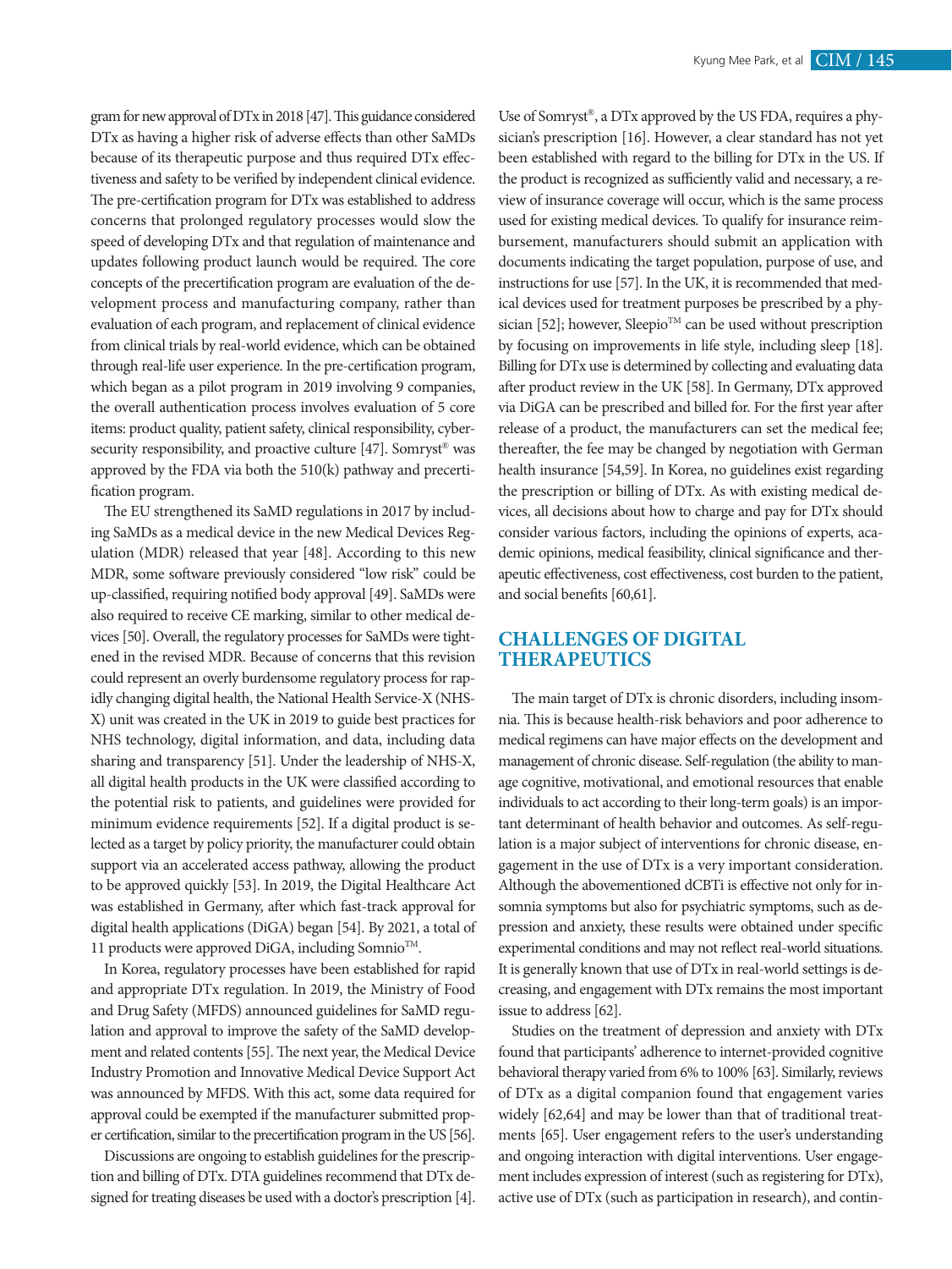gram for new approval of DTx in 2018 [47]. This guidance considered DTx as having a higher risk of adverse effects than other SaMDs because of its therapeutic purpose and thus required DTx effectiveness and safety to be verified by independent clinical evidence. The pre-certification program for DTx was established to address concerns that prolonged regulatory processes would slow the speed of developing DTx and that regulation of maintenance and updates following product launch would be required. The core concepts of the precertification program are evaluation of the development process and manufacturing company, rather than evaluation of each program, and replacement of clinical evidence from clinical trials by real-world evidence, which can be obtained through real-life user experience. In the pre-certification program, which began as a pilot program in 2019 involving 9 companies, the overall authentication process involves evaluation of 5 core items: product quality, patient safety, clinical responsibility, cybersecurity responsibility, and proactive culture [47]. Somryst® was approved by the FDA via both the 510(k) pathway and precertification program.

The EU strengthened its SaMD regulations in 2017 by including SaMDs as a medical device in the new Medical Devices Regulation (MDR) released that year [48]. According to this new MDR, some software previously considered "low risk" could be up-classified, requiring notified body approval [49]. SaMDs were also required to receive CE marking, similar to other medical devices [50]. Overall, the regulatory processes for SaMDs were tightened in the revised MDR. Because of concerns that this revision could represent an overly burdensome regulatory process for rapidly changing digital health, the National Health Service-X (NHS-X) unit was created in the UK in 2019 to guide best practices for NHS technology, digital information, and data, including data sharing and transparency [51]. Under the leadership of NHS-X, all digital health products in the UK were classified according to the potential risk to patients, and guidelines were provided for minimum evidence requirements [52]. If a digital product is selected as a target by policy priority, the manufacturer could obtain support via an accelerated access pathway, allowing the product to be approved quickly [53]. In 2019, the Digital Healthcare Act was established in Germany, after which fast-track approval for digital health applications (DiGA) began [54]. By 2021, a total of 11 products were approved DiGA, including Somnio™.

In Korea, regulatory processes have been established for rapid and appropriate DTx regulation. In 2019, the Ministry of Food and Drug Safety (MFDS) announced guidelines for SaMD regulation and approval to improve the safety of the SaMD development and related contents [55]. The next year, the Medical Device Industry Promotion and Innovative Medical Device Support Act was announced by MFDS. With this act, some data required for approval could be exempted if the manufacturer submitted proper certification, similar to the precertification program in the US [56].

Discussions are ongoing to establish guidelines for the prescription and billing of DTx. DTA guidelines recommend that DTx designed for treating diseases be used with a doctor's prescription [4]. Use of Somryst®, a DTx approved by the US FDA, requires a physician's prescription [16]. However, a clear standard has not yet been established with regard to the billing for DTx in the US. If the product is recognized as sufficiently valid and necessary, a review of insurance coverage will occur, which is the same process used for existing medical devices. To qualify for insurance reimbursement, manufacturers should submit an application with documents indicating the target population, purpose of use, and instructions for use [57]. In the UK, it is recommended that medical devices used for treatment purposes be prescribed by a physician [52]; however, Sleepio™ can be used without prescription by focusing on improvements in life style, including sleep [18]. Billing for DTx use is determined by collecting and evaluating data after product review in the UK [58]. In Germany, DTx approved via DiGA can be prescribed and billed for. For the first year after release of a product, the manufacturers can set the medical fee; thereafter, the fee may be changed by negotiation with German health insurance [54,59]. In Korea, no guidelines exist regarding the prescription or billing of DTx. As with existing medical devices, all decisions about how to charge and pay for DTx should consider various factors, including the opinions of experts, academic opinions, medical feasibility, clinical significance and therapeutic effectiveness, cost effectiveness, cost burden to the patient, and social benefits [60,61].

## CHALLENGES OF DIGITAL THERAPEUTICS

The main target of DTx is chronic disorders, including insomnia. This is because health-risk behaviors and poor adherence to medical regimens can have major effects on the development and management of chronic disease. Self-regulation (the ability to manage cognitive, motivational, and emotional resources that enable individuals to act according to their long-term goals) is an important determinant of health behavior and outcomes. As self-regulation is a major subject of interventions for chronic disease, engagement in the use of DTx is a very important consideration. Although the abovementioned dCBTi is effective not only for insomnia symptoms but also for psychiatric symptoms, such as depression and anxiety, these results were obtained under specific experimental conditions and may not reflect real-world situations. It is generally known that use of DTx in real-world settings is decreasing, and engagement with DTx remains the most important issue to address [62].

Studies on the treatment of depression and anxiety with DTx found that participants' adherence to internet-provided cognitive behavioral therapy varied from 6% to 100% [63]. Similarly, reviews of DTx as a digital companion found that engagement varies widely [62,64] and may be lower than that of traditional treatments [65]. User engagement refers to the user's understanding and ongoing interaction with digital interventions. User engagement includes expression of interest (such as registering for DTx), active use of DTx (such as participation in research), and contin-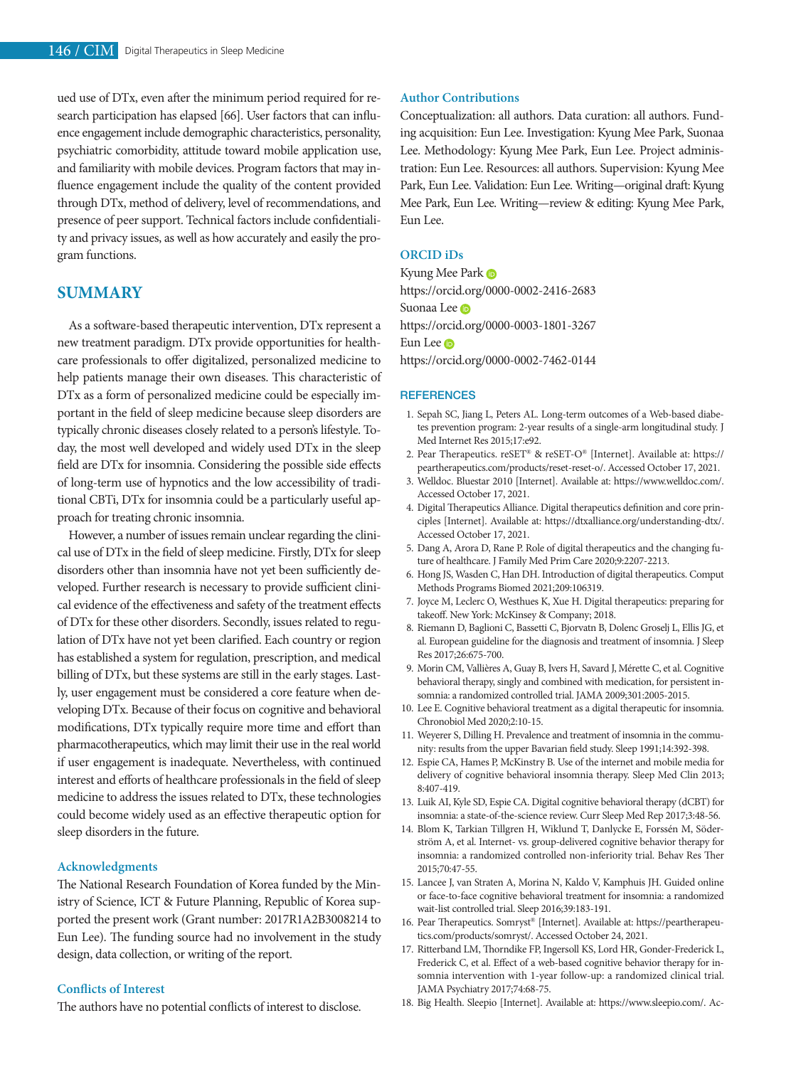ued use of DTx, even after the minimum period required for research participation has elapsed [66]. User factors that can influence engagement include demographic characteristics, personality, psychiatric comorbidity, attitude toward mobile application use, and familiarity with mobile devices. Program factors that may influence engagement include the quality of the content provided through DTx, method of delivery, level of recommendations, and presence of peer support. Technical factors include confidentiality and privacy issues, as well as how accurately and easily the program functions.

## SUMMARY

As a software-based therapeutic intervention, DTx represent a new treatment paradigm. DTx provide opportunities for healthcare professionals to offer digitalized, personalized medicine to help patients manage their own diseases. This characteristic of DTx as a form of personalized medicine could be especially important in the field of sleep medicine because sleep disorders are typically chronic diseases closely related to a person's lifestyle. Today, the most well developed and widely used DTx in the sleep field are DTx for insomnia. Considering the possible side effects of long-term use of hypnotics and the low accessibility of traditional CBTi, DTx for insomnia could be a particularly useful approach for treating chronic insomnia.

However, a number of issues remain unclear regarding the clinical use of DTx in the field of sleep medicine. Firstly, DTx for sleep disorders other than insomnia have not yet been sufficiently developed. Further research is necessary to provide sufficient clinical evidence of the effectiveness and safety of the treatment effects of DTx for these other disorders. Secondly, issues related to regulation of DTx have not yet been clarified. Each country or region has established a system for regulation, prescription, and medical billing of DTx, but these systems are still in the early stages. Lastly, user engagement must be considered a core feature when developing DTx. Because of their focus on cognitive and behavioral modifications, DTx typically require more time and effort than pharmacotherapeutics, which may limit their use in the real world if user engagement is inadequate. Nevertheless, with continued interest and efforts of healthcare professionals in the field of sleep medicine to address the issues related to DTx, these technologies could become widely used as an effective therapeutic option for sleep disorders in the future.

### Acknowledgments

The National Research Foundation of Korea funded by the Ministry of Science, ICT & Future Planning, Republic of Korea supported the present work (Grant number: 2017R1A2B3008214 to Eun Lee). The funding source had no involvement in the study design, data collection, or writing of the report.

### Conflicts of Interest

The authors have no potential conflicts of interest to disclose.

### Author Contributions

Conceptualization: all authors. Data curation: all authors. Funding acquisition: Eun Lee. Investigation: Kyung Mee Park, Suonaa Lee. Methodology: Kyung Mee Park, Eun Lee. Project administration: Eun Lee. Resources: all authors. Supervision: Kyung Mee Park, Eun Lee. Validation: Eun Lee. Writing—original draft: Kyung Mee Park, Eun Lee. Writing—review & editing: Kyung Mee Park, Eun Lee.

### ORCID iDs

Kyung Mee Park
https://orcid.org/0000-0002-2416-2683
Suonaa Lee
https://orcid.org/0000-0003-1801-3267
Eun Lee
https://orcid.org/0000-0002-7462-0144

## REFERENCES

1. Sepah SC, Jiang L, Peters AL. Long-term outcomes of a Web-based diabetes prevention program: 2-year results of a single-arm longitudinal study. J Med Internet Res 2015;17:e92.
2. Pear Therapeutics. reSET® & reSET-O® [Internet]. Available at: https://peartherapeutics.com/products/reset-reset-o/. Accessed October 17, 2021.
3. Welldoc. Bluestar 2010 [Internet]. Available at: https://www.welldoc.com/. Accessed October 17, 2021.
4. Digital Therapeutics Alliance. Digital therapeutics definition and core principles [Internet]. Available at: https://dtxalliance.org/understanding-dtx/. Accessed October 17, 2021.
5. Dang A, Arora D, Rane P. Role of digital therapeutics and the changing future of healthcare. J Family Med Prim Care 2020;9:2207-2213.
6. Hong JS, Wasden C, Han DH. Introduction of digital therapeutics. Comput Methods Programs Biomed 2021;209:106319.
7. Joyce M, Leclerc O, Westhues K, Xue H. Digital therapeutics: preparing for takeoff. New York: McKinsey & Company; 2018.
8. Riemann D, Baglioni C, Bassetti C, Bjorvatn B, Dolenc Groselj L, Ellis JG, et al. European guideline for the diagnosis and treatment of insomnia. J Sleep Res 2017;26:675-700.
9. Morin CM, Vallières A, Guay B, Ivers H, Savard J, Mérette C, et al. Cognitive behavioral therapy, singly and combined with medication, for persistent insomnia: a randomized controlled trial. JAMA 2009;301:2005-2015.
10. Lee E. Cognitive behavioral treatment as a digital therapeutic for insomnia. Chronobiol Med 2020;2:10-15.
11. Weyerer S, Dilling H. Prevalence and treatment of insomnia in the community: results from the upper Bavarian field study. Sleep 1991;14:392-398.
12. Espie CA, Hames P, McKinstry B. Use of the internet and mobile media for delivery of cognitive behavioral insomnia therapy. Sleep Med Clin 2013;8:407-419.
13. Luik AI, Kyle SD, Espie CA. Digital cognitive behavioral therapy (dCBT) for insomnia: a state-of-the-science review. Curr Sleep Med Rep 2017;3:48-56.
14. Blom K, Tarkian Tillgren H, Wiklund T, Danlycke E, Forssén M, Söderström A, et al. Internet- vs. group-delivered cognitive behavior therapy for insomnia: a randomized controlled non-inferiority trial. Behav Res Ther 2015;70:47-55.
15. Lancee J, van Straten A, Morina N, Kaldo V, Kamphuis JH. Guided online or face-to-face cognitive behavioral treatment for insomnia: a randomized wait-list controlled trial. Sleep 2016;39:183-191.
16. Pear Therapeutics. Somryst® [Internet]. Available at: https://peartherapeutics.com/products/somryst/. Accessed October 24, 2021.
17. Ritterband LM, Thorndike FP, Ingersoll KS, Lord HR, Gonder-Frederick L, Frederick C, et al. Effect of a web-based cognitive behavior therapy for insomnia intervention with 1-year follow-up: a randomized clinical trial. JAMA Psychiatry 2017;74:68-75.
18. Big Health. Sleepio [Internet]. Available at: https://www.sleepio.com/. Ac-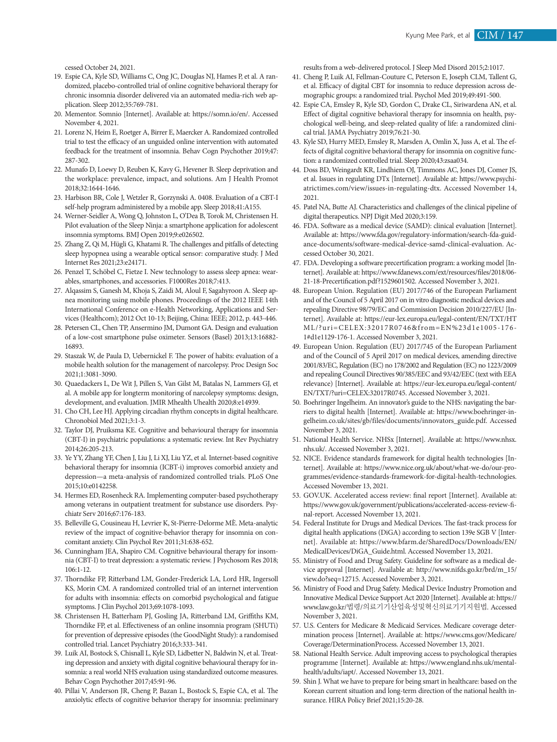cessed October 24, 2021.

19. Espie CA, Kyle SD, Williams C, Ong JC, Douglas NJ, Hames P, et al. A randomized, placebo-controlled trial of online cognitive behavioral therapy for chronic insomnia disorder delivered via an automated media-rich web application. Sleep 2012;35:769-781.
20. Mementor. Somnio [Internet]. Available at: https://somn.io/en/. Accessed November 4, 2021.
21. Lorenz N, Heim E, Roetger A, Birrer E, Maercker A. Randomized controlled trial to test the efficacy of an unguided online intervention with automated feedback for the treatment of insomnia. Behav Cogn Psychother 2019;47:287-302.
22. Munafo D, Loewy D, Reuben K, Kavy G, Hevener B. Sleep deprivation and the workplace: prevalence, impact, and solutions. Am J Health Promot 2018;32:1644-1646.
23. Harbison BR, Cole J, Wetzler R, Gorzynski A. 0408. Evaluation of a CBT-I self-help program administered by a mobile app. Sleep 2018;41:A155.
24. Werner-Seidler A, Wong Q, Johnston L, O'Dea B, Torok M, Christensen H. Pilot evaluation of the Sleep Ninja: a smartphone application for adolescent insomnia symptoms. BMJ Open 2019;9:e026502.
25. Zhang Z, Qi M, Hügli G, Khatami R. The challenges and pitfalls of detecting sleep hypopnea using a wearable optical sensor: comparative study. J Med Internet Res 2021;23:e24171.
26. Penzel T, Schöbel C, Fietze I. New technology to assess sleep apnea: wearables, smartphones, and accessories. F1000Res 2018;7:413.
27. Alqassim S, Ganesh M, Khoja S, Zaidi M, Aloul F, Sagahyroon A. Sleep apnea monitoring using mobile phones. Proceedings of the 2012 IEEE 14th International Conference on e-Health Networking, Applications and Services (Healthcom); 2012 Oct 10-13; Beijing, China: IEEE; 2012, p. 443-446.
28. Petersen CL, Chen TP, Ansermino JM, Dumont GA. Design and evaluation of a low-cost smartphone pulse oximeter. Sensors (Basel) 2013;13:16882-16893.
29. Staszak W, de Paula D, Uebernickel F. The power of habits: evaluation of a mobile health solution for the management of narcolepsy. Proc Design Soc 2021;1:3081-3090.
30. Quaedackers L, De Wit J, Pillen S, Van Gilst M, Batalas N, Lammers GJ, et al. A mobile app for longterm monitoring of narcolepsy symptoms: design, development, and evaluation. JMIR Mhealth Uhealth 2020;8:e14939.
31. Cho CH, Lee HJ. Applying circadian rhythm concepts in digital healthcare. Chronobiol Med 2021;3:1-3.
32. Taylor DJ, Pruiksma KE. Cognitive and behavioural therapy for insomnia (CBT-I) in psychiatric populations: a systematic review. Int Rev Psychiatry 2014;26:205-213.
33. Ye YY, Zhang YF, Chen J, Liu J, Li XJ, Liu YZ, et al. Internet-based cognitive behavioral therapy for insomnia (ICBT-i) improves comorbid anxiety and depression—a meta-analysis of randomized controlled trials. PLoS One 2015;10:e0142258.
34. Hermes ED, Rosenheck RA. Implementing computer-based psychotherapy among veterans in outpatient treatment for substance use disorders. Psychiatr Serv 2016;67:176-183.
35. Belleville G, Cousineau H, Levrier K, St-Pierre-Delorme MÈ. Meta-analytic review of the impact of cognitive-behavior therapy for insomnia on concomitant anxiety. Clin Psychol Rev 2011;31:638-652.
36. Cunningham JEA, Shapiro CM. Cognitive behavioural therapy for insomnia (CBT-I) to treat depression: a systematic review. J Psychosom Res 2018;106:1-12.
37. Thorndike FP, Ritterband LM, Gonder-Frederick LA, Lord HR, Ingersoll KS, Morin CM. A randomized controlled trial of an internet intervention for adults with insomnia: effects on comorbid psychological and fatigue symptoms. J Clin Psychol 2013;69:1078-1093.
38. Christensen H, Batterham PJ, Gosling JA, Ritterband LM, Griffiths KM, Thorndike FP, et al. Effectiveness of an online insomnia program (SHUTi) for prevention of depressive episodes (the GoodNight Study): a randomised controlled trial. Lancet Psychiatry 2016;3:333-341.
39. Luik AI, Bostock S, Chisnall L, Kyle SD, Lidbetter N, Baldwin N, et al. Treating depression and anxiety with digital cognitive behavioural therapy for insomnia: a real world NHS evaluation using standardized outcome measures. Behav Cogn Psychother 2017;45:91-96.
40. Pillai V, Anderson JR, Cheng P, Bazan L, Bostock S, Espie CA, et al. The anxiolytic effects of cognitive behavior therapy for insomnia: preliminary results from a web-delivered protocol. J Sleep Med Disord 2015;2:1017.
41. Cheng P, Luik AI, Fellman-Couture C, Peterson E, Joseph CLM, Tallent G, et al. Efficacy of digital CBT for insomnia to reduce depression across demographic groups: a randomized trial. Psychol Med 2019;49:491-500.
42. Espie CA, Emsley R, Kyle SD, Gordon C, Drake CL, Siriwardena AN, et al. Effect of digital cognitive behavioral therapy for insomnia on health, psychological well-being, and sleep-related quality of life: a randomized clinical trial. JAMA Psychiatry 2019;76:21-30.
43. Kyle SD, Hurry MED, Emsley R, Marsden A, Omlin X, Juss A, et al. The effects of digital cognitive behavioral therapy for insomnia on cognitive function: a randomized controlled trial. Sleep 2020;43:zsaa034.
44. Doss BD, Weingardt KR, Lindhiem OJ, Timmons AC, Jones DJ, Comer JS, et al. Issues in regulating DTx [Internet]. Available at: https://www.psychiatrictimes.com/view/issues-in-regulating-dtx. Accessed November 14, 2021.
45. Patel NA, Butte AJ. Characteristics and challenges of the clinical pipeline of digital therapeutics. NPJ Digit Med 2020;3:159.
46. FDA. Software as a medical device (SAMD): clinical evaluation [Internet]. Available at: https://www.fda.gov/regulatory-information/search-fda-guidance-documents/software-medical-device-samd-clinical-evaluation. Accessed October 30, 2021.
47. FDA. Developing a software precertification program: a working model [Internet]. Available at: https://www.fdanews.com/ext/resources/files/2018/06-21-18-Precertification.pdf?1529601502. Accessed November 3, 2021.
48. European Union. Regulation (EU) 2017/746 of the European Parliament and of the Council of 5 April 2017 on in vitro diagnostic medical devices and repealing Directive 98/79/EC and Commission Decision 2010/227/EU [Internet]. Available at: https://eur-lex.europa.eu/legal-content/EN/TXT/HTML/?uri=CELEX:32017R0746&from=EN%23d1e1005-176-1#d1e1129-176-1. Accessed November 3, 2021.
49. European Union. Regulation (EU) 2017/745 of the European Parliament and of the Council of 5 April 2017 on medical devices, amending directive 2001/83/EC, Regulation (EC) no 178/2002 and Regulation (EC) no 1223/2009 and repealing Council Directives 90/385/EEC and 93/42/EEC (text with EEA relevance) [Internet]. Available at: https://eur-lex.europa.eu/legal-content/EN/TXT/?uri=CELEX:32017R0745. Accessed November 3, 2021.
50. Boehringer Ingelheim. An innovator's guide to the NHS: navigating the barriers to digital health [Internet]. Available at: https://www.boehringer-ingelheim.co.uk/sites/gb/files/documents/innovators_guide.pdf. Accessed November 3, 2021.
51. National Health Service. NHSx [Internet]. Available at: https://www.nhsx.nhs.uk/. Accessed November 3, 2021.
52. NICE. Evidence standards framework for digital health technologies [Internet]. Available at: https://www.nice.org.uk/about/what-we-do/our-programmes/evidence-standards-framework-for-digital-health-technologies. Accessed November 13, 2021.
53. GOV.UK. Accelerated access review: final report [Internet]. Available at: https://www.gov.uk/government/publications/accelerated-access-review-final-report. Accessed November 13, 2021.
54. Federal Institute for Drugs and Medical Devices. The fast-track process for digital health applications (DiGA) according to section 139e SGB V [Internet]. Available at: https://www.bfarm.de/SharedDocs/Downloads/EN/MedicalDevices/DiGA_Guide.html. Accessed November 13, 2021.
55. Ministry of Food and Drug Safety. Guideline for software as a medical device approval [Internet]. Available at: http://www.nifds.go.kr/brd/m_15/view.do?seq=12715. Accessed November 3, 2021.
56. Ministry of Food and Drug Safety. Medical Device Industry Promotion and Innovative Medical Device Support Act 2020 [Internet]. Available at: https://www.law.go.kr/법령/의료기기산업육성및혁신의료기기지원법. Accessed November 3, 2021.
57. U.S. Centers for Medicare & Medicaid Services. Medicare coverage determination process [Internet]. Available at: https://www.cms.gov/Medicare/Coverage/DeterminationProcess. Accessed November 13, 2021.
58. National Health Service. Adult improving access to psychological therapies programme [Internet]. Available at: https://www.england.nhs.uk/mental-health/adults/iapt/. Accessed November 13, 2021.
59. Shin J. What we have to prepare for being smart in healthcare: based on the Korean current situation and long-term direction of the national health insurance. HIRA Policy Brief 2021;15:20-28.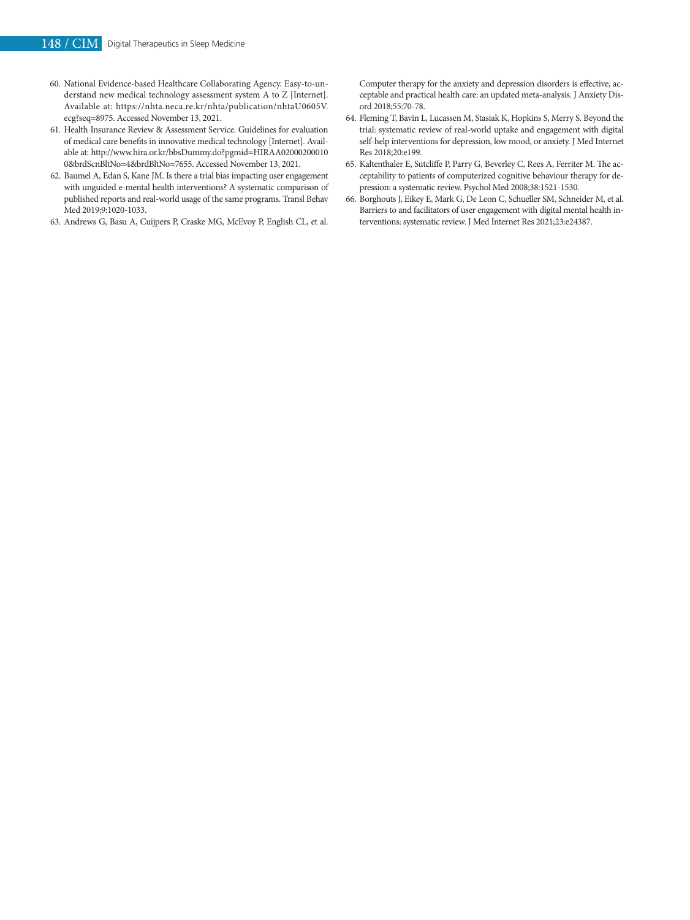60. National Evidence-based Healthcare Collaborating Agency. Easy-to-understand new medical technology assessment system A to Z [Internet]. Available at: https://nhta.neca.re.kr/nhta/publication/nhtaU0605V.ecg?seq=8975. Accessed November 13, 2021.
61. Health Insurance Review & Assessment Service. Guidelines for evaluation of medical care benefits in innovative medical technology [Internet]. Available at: http://www.hira.or.kr/bbsDummy.do?pgmid=HIRAA020002000100&brdScnBltNo=4&brdBltNo=7655. Accessed November 13, 2021.
62. Baumel A, Edan S, Kane JM. Is there a trial bias impacting user engagement with unguided e-mental health interventions? A systematic comparison of published reports and real-world usage of the same programs. Transl Behav Med 2019;9:1020-1033.
63. Andrews G, Basu A, Cuijpers P, Craske MG, McEvoy P, English CL, et al. Computer therapy for the anxiety and depression disorders is effective, acceptable and practical health care: an updated meta-analysis. J Anxiety Disord 2018;55:70-78.
64. Fleming T, Bavin L, Lucassen M, Stasiak K, Hopkins S, Merry S. Beyond the trial: systematic review of real-world uptake and engagement with digital self-help interventions for depression, low mood, or anxiety. J Med Internet Res 2018;20:e199.
65. Kaltenthaler E, Sutcliffe P, Parry G, Beverley C, Rees A, Ferriter M. The acceptability to patients of computerized cognitive behaviour therapy for depression: a systematic review. Psychol Med 2008;38:1521-1530.
66. Borghouts J, Eikey E, Mark G, De Leon C, Schueller SM, Schneider M, et al. Barriers to and facilitators of user engagement with digital mental health interventions: systematic review. J Med Internet Res 2021;23:e24387.